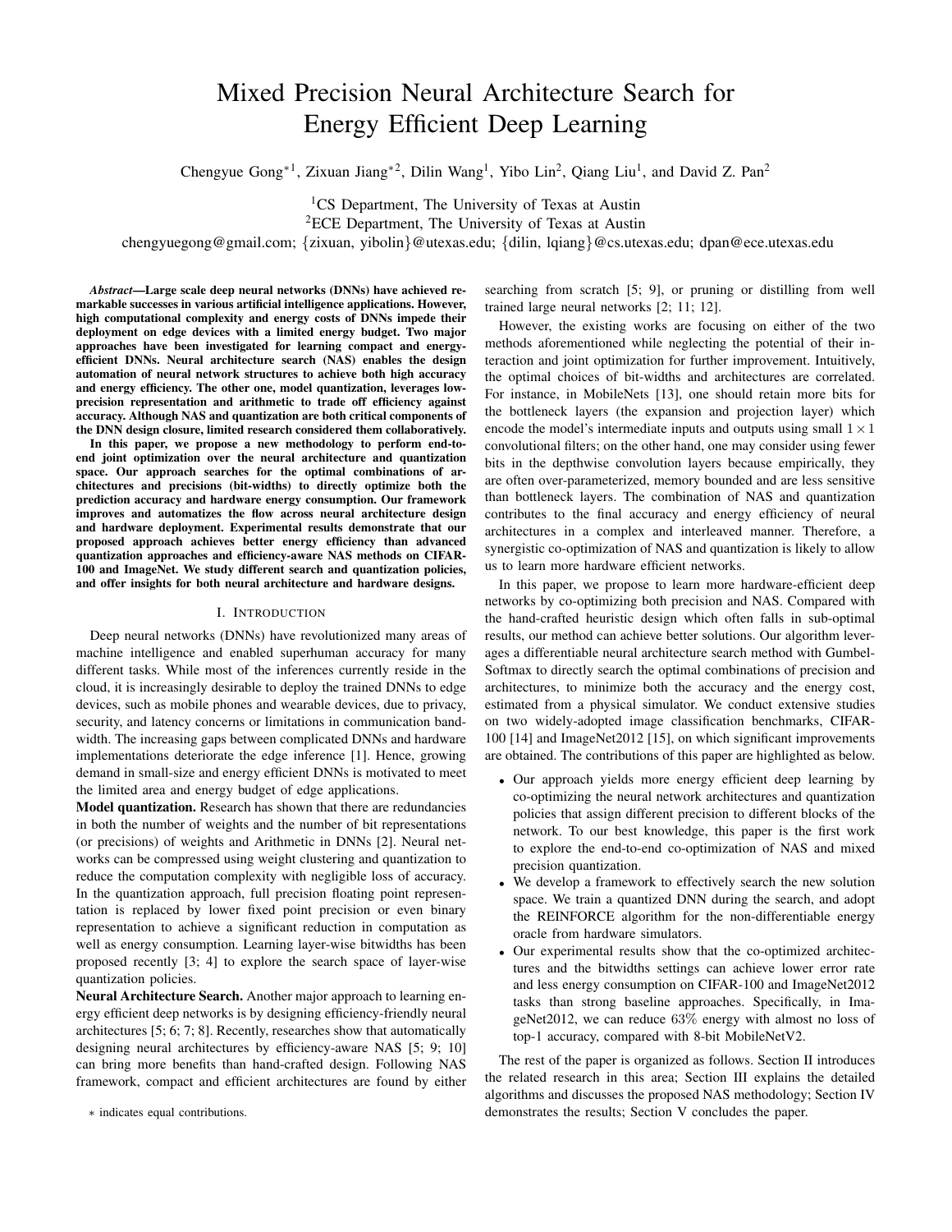# Mixed Precision Neural Architecture Search for Energy Efficient Deep Learning

Chengyue Gong*[1], Zixuan Jiang*[2], Dilin Wang[1], Yibo Lin[2], Qiang Liu[1], and David Z. Pan[2]

[1]CS Department, The University of Texas at Austin

[2]ECE Department, The University of Texas at Austin

chengyuegong@gmail.com; {zixuan, yibolin}@utexas.edu; {dilin, lqiang}@cs.utexas.edu; dpan@ece.utexas.edu

***Abstract*—Large scale deep neural networks (DNNs) have achieved remarkable successes in various artificial intelligence applications. However, high computational complexity and energy costs of DNNs impede their deployment on edge devices with a limited energy budget. Two major approaches have been investigated for learning compact and energy-efficient DNNs. Neural architecture search (NAS) enables the design automation of neural network structures to achieve both high accuracy and energy efficiency. The other one, model quantization, leverages low-precision representation and arithmetic to trade off efficiency against accuracy. Although NAS and quantization are both critical components of the DNN design closure, limited research considered them collaboratively.**

**In this paper, we propose a new methodology to perform end-to-end joint optimization over the neural architecture and quantization space. Our approach searches for the optimal combinations of architectures and precisions (bit-widths) to directly optimize both the prediction accuracy and hardware energy consumption. Our framework improves and automatizes the flow across neural architecture design and hardware deployment. Experimental results demonstrate that our proposed approach achieves better energy efficiency than advanced quantization approaches and efficiency-aware NAS methods on CIFAR-100 and ImageNet. We study different search and quantization policies, and offer insights for both neural architecture and hardware designs.**

## I. Introduction

Deep neural networks (DNNs) have revolutionized many areas of machine intelligence and enabled superhuman accuracy for many different tasks. While most of the inferences currently reside in the cloud, it is increasingly desirable to deploy the trained DNNs to edge devices, such as mobile phones and wearable devices, due to privacy, security, and latency concerns or limitations in communication bandwidth. The increasing gaps between complicated DNNs and hardware implementations deteriorate the edge inference [1]. Hence, growing demand in small-size and energy efficient DNNs is motivated to meet the limited area and energy budget of edge applications.

**Model quantization.** Research has shown that there are redundancies in both the number of weights and the number of bit representations (or precisions) of weights and Arithmetic in DNNs [2]. Neural networks can be compressed using weight clustering and quantization to reduce the computation complexity with negligible loss of accuracy. In the quantization approach, full precision floating point representation is replaced by lower fixed point precision or even binary representation to achieve a significant reduction in computation as well as energy consumption. Learning layer-wise bitwidths has been proposed recently [3; 4] to explore the search space of layer-wise quantization policies.

**Neural Architecture Search.** Another major approach to learning energy efficient deep networks is by designing efficiency-friendly neural architectures [5; 6; 7; 8]. Recently, researches show that automatically designing neural architectures by efficiency-aware NAS [5; 9; 10] can bring more benefits than hand-crafted design. Following NAS framework, compact and efficient architectures are found by either searching from scratch [5; 9], or pruning or distilling from well trained large neural networks [2; 11; 12].

However, the existing works are focusing on either of the two methods aforementioned while neglecting the potential of their interaction and joint optimization for further improvement. Intuitively, the optimal choices of bit-widths and architectures are correlated. For instance, in MobileNets [13], one should retain more bits for the bottleneck layers (the expansion and projection layer) which encode the model's intermediate inputs and outputs using small $1 \times 1$ convolutional filters; on the other hand, one may consider using fewer bits in the depthwise convolution layers because empirically, they are often over-parameterized, memory bounded and are less sensitive than bottleneck layers. The combination of NAS and quantization contributes to the final accuracy and energy efficiency of neural architectures in a complex and interleaved manner. Therefore, a synergistic co-optimization of NAS and quantization is likely to allow us to learn more hardware efficient networks.

In this paper, we propose to learn more hardware-efficient deep networks by co-optimizing both precision and NAS. Compared with the hand-crafted heuristic design which often falls in sub-optimal results, our method can achieve better solutions. Our algorithm leverages a differentiable neural architecture search method with Gumbel-Softmax to directly search the optimal combinations of precision and architectures, to minimize both the accuracy and the energy cost, estimated from a physical simulator. We conduct extensive studies on two widely-adopted image classification benchmarks, CIFAR-100 [14] and ImageNet2012 [15], on which significant improvements are obtained. The contributions of this paper are highlighted as below.

- Our approach yields more energy efficient deep learning by co-optimizing the neural network architectures and quantization policies that assign different precision to different blocks of the network. To our best knowledge, this paper is the first work to explore the end-to-end co-optimization of NAS and mixed precision quantization.
- We develop a framework to effectively search the new solution space. We train a quantized DNN during the search, and adopt the REINFORCE algorithm for the non-differentiable energy oracle from hardware simulators.
- Our experimental results show that the co-optimized architectures and the bitwidths settings can achieve lower error rate and less energy consumption on CIFAR-100 and ImageNet2012 tasks than strong baseline approaches. Specifically, in ImageNet2012, we can reduce 63% energy with almost no loss of top-1 accuracy, compared with 8-bit MobileNetV2.

The rest of the paper is organized as follows. Section II introduces the related research in this area; Section III explains the detailed algorithms and discusses the proposed NAS methodology; Section IV demonstrates the results; Section V concludes the paper.

* indicates equal contributions.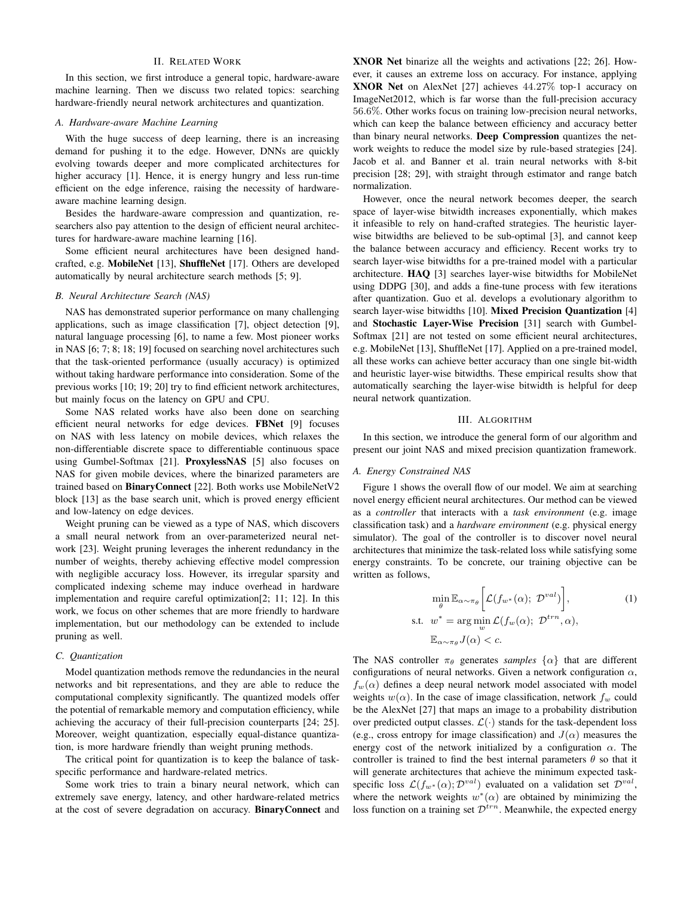## II. Related Work

In this section, we first introduce a general topic, hardware-aware machine learning. Then we discuss two related topics: searching hardware-friendly neural network architectures and quantization.

### A. Hardware-aware Machine Learning

With the huge success of deep learning, there is an increasing demand for pushing it to the edge. However, DNNs are quickly evolving towards deeper and more complicated architectures for higher accuracy [1]. Hence, it is energy hungry and less run-time efficient on the edge inference, raising the necessity of hardware-aware machine learning design.

Besides the hardware-aware compression and quantization, researchers also pay attention to the design of efficient neural architectures for hardware-aware machine learning [16].

Some efficient neural architectures have been designed hand-crafted, e.g. **MobileNet** [13], **ShuffleNet** [17]. Others are developed automatically by neural architecture search methods [5; 9].

### B. Neural Architecture Search (NAS)

NAS has demonstrated superior performance on many challenging applications, such as image classification [7], object detection [9], natural language processing [6], to name a few. Most pioneer works in NAS [6; 7; 8; 18; 19] focused on searching novel architectures such that the task-oriented performance (usually accuracy) is optimized without taking hardware performance into consideration. Some of the previous works [10; 19; 20] try to find efficient network architectures, but mainly focus on the latency on GPU and CPU.

Some NAS related works have also been done on searching efficient neural networks for edge devices. **FBNet** [9] focuses on NAS with less latency on mobile devices, which relaxes the non-differentiable discrete space to differentiable continuous space using Gumbel-Softmax [21]. **ProxylessNAS** [5] also focuses on NAS for given mobile devices, where the binarized parameters are trained based on **BinaryConnect** [22]. Both works use MobileNetV2 block [13] as the base search unit, which is proved energy efficient and low-latency on edge devices.

Weight pruning can be viewed as a type of NAS, which discovers a small neural network from an over-parameterized neural network [23]. Weight pruning leverages the inherent redundancy in the number of weights, thereby achieving effective model compression with negligible accuracy loss. However, its irregular sparsity and complicated indexing scheme may induce overhead in hardware implementation and require careful optimization[2; 11; 12]. In this work, we focus on other schemes that are more friendly to hardware implementation, but our methodology can be extended to include pruning as well.

### C. Quantization

Model quantization methods remove the redundancies in the neural networks and bit representations, and they are able to reduce the computational complexity significantly. The quantized models offer the potential of remarkable memory and computation efficiency, while achieving the accuracy of their full-precision counterparts [24; 25]. Moreover, weight quantization, especially equal-distance quantization, is more hardware friendly than weight pruning methods.

The critical point for quantization is to keep the balance of task-specific performance and hardware-related metrics.

Some work tries to train a binary neural network, which can extremely save energy, latency, and other hardware-related metrics at the cost of severe degradation on accuracy. **BinaryConnect** and **XNOR Net** binarize all the weights and activations [22; 26]. However, it causes an extreme loss on accuracy. For instance, applying **XNOR Net** on AlexNet [27] achieves $44.27\%$ top-1 accuracy on ImageNet2012, which is far worse than the full-precision accuracy $56.6\%$. Other works focus on training low-precision neural networks, which can keep the balance between efficiency and accuracy better than binary neural networks. **Deep Compression** quantizes the network weights to reduce the model size by rule-based strategies [24]. Jacob et al. and Banner et al. train neural networks with 8-bit precision [28; 29], with straight through estimator and range batch normalization.

However, once the neural network becomes deeper, the search space of layer-wise bitwidth increases exponentially, which makes it infeasible to rely on hand-crafted strategies. The heuristic layer-wise bitwidths are believed to be sub-optimal [3], and cannot keep the balance between accuracy and efficiency. Recent works try to search layer-wise bitwidths for a pre-trained model with a particular architecture. **HAQ** [3] searches layer-wise bitwidths for MobileNet using DDPG [30], and adds a fine-tune process with few iterations after quantization. Guo et al. develops a evolutionary algorithm to search layer-wise bitwidths [10]. **Mixed Precision Quantization** [4] and **Stochastic Layer-Wise Precision** [31] search with Gumbel-Softmax [21] are not tested on some efficient neural architectures, e.g. MobileNet [13], ShuffleNet [17]. Applied on a pre-trained model, all these works can achieve better accuracy than one single bit-width and heuristic layer-wise bitwidths. These empirical results show that automatically searching the layer-wise bitwidth is helpful for deep neural network quantization.

## III. Algorithm

In this section, we introduce the general form of our algorithm and present our joint NAS and mixed precision quantization framework.

### A. Energy Constrained NAS

Figure 1 shows the overall flow of our model. We aim at searching novel energy efficient neural architectures. Our method can be viewed as a *controller* that interacts with a *task environment* (e.g. image classification task) and a *hardware environment* (e.g. physical energy simulator). The goal of the controller is to discover novel neural architectures that minimize the task-related loss while satisfying some energy constraints. To be concrete, our training objective can be written as follows,

$$
\begin{aligned}
&\min_{\theta} \mathbb{E}_{\alpha\sim\pi_\theta}\Big[\mathcal{L}(f_{w^*}(\alpha);\ \mathcal{D}^{val})\Big], \qquad (1)\\
\text{s.t.}\ \ & w^* = \arg\min_{w} \mathcal{L}(f_w(\alpha);\ \mathcal{D}^{trn}, \alpha),\\
& \mathbb{E}_{\alpha\sim\pi_\theta} J(\alpha) < c.
\end{aligned}
$$

The NAS controller $\pi_\theta$ generates *samples* $\{\alpha\}$ that are different configurations of neural networks. Given a network configuration $\alpha$, $f_w(\alpha)$ defines a deep neural network model associated with model weights $w(\alpha)$. In the case of image classification, network $f_w$ could be the AlexNet [27] that maps an image to a probability distribution over predicted output classes. $\mathcal{L}(\cdot)$ stands for the task-dependent loss (e.g., cross entropy for image classification) and $J(\alpha)$ measures the energy cost of the network initialized by a configuration $\alpha$. The controller is trained to find the best internal parameters $\theta$ so that it will generate architectures that achieve the minimum expected task-specific loss $\mathcal{L}(f_{w^*}(\alpha); \mathcal{D}^{val})$ evaluated on a validation set $\mathcal{D}^{val}$, where the network weights $w^*(\alpha)$ are obtained by minimizing the loss function on a training set $\mathcal{D}^{trn}$. Meanwhile, the expected energy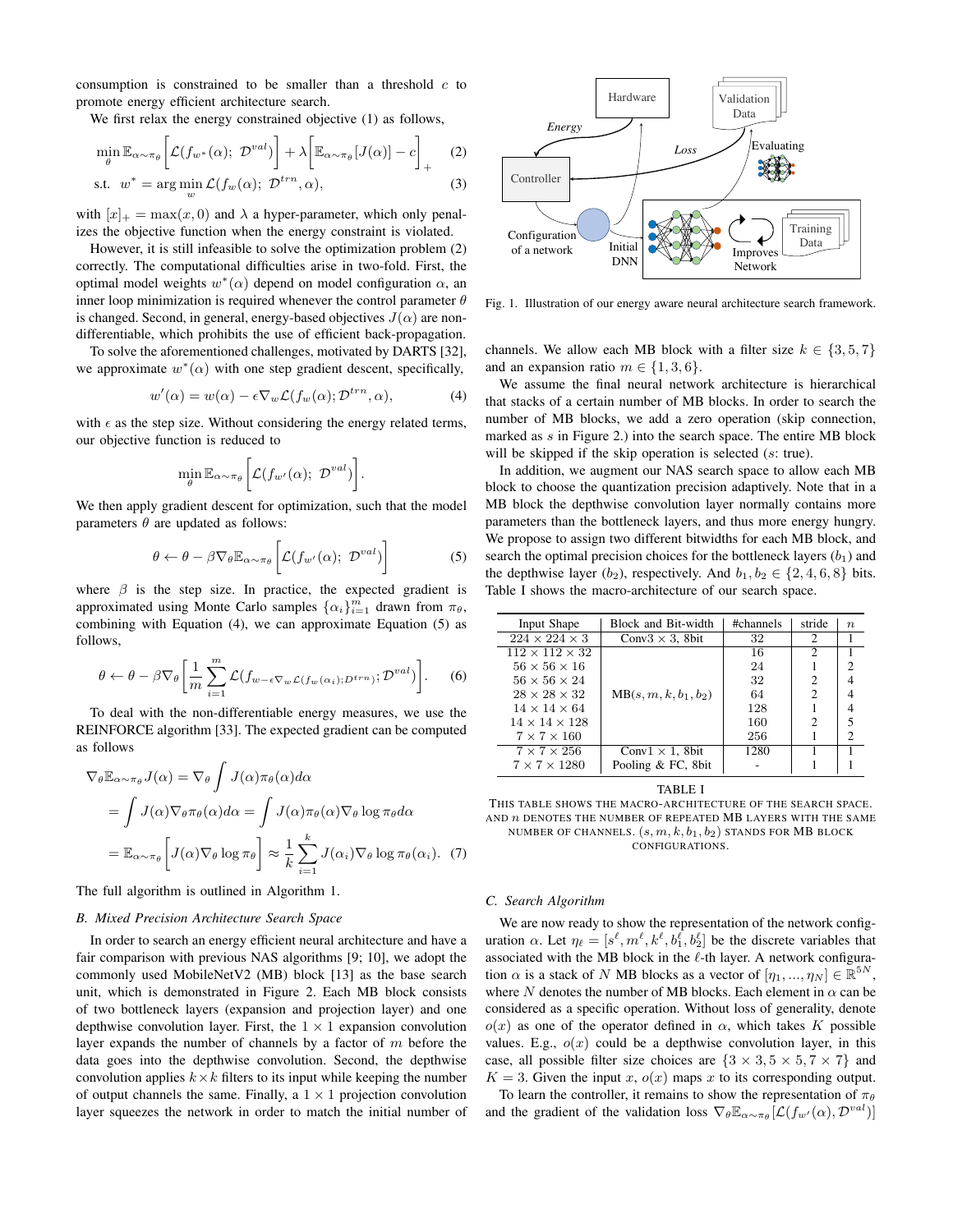consumption is constrained to be smaller than a threshold $c$ to promote energy efficient architecture search.

We first relax the energy constrained objective (1) as follows,

$$\min_{\theta} \mathbb{E}_{\alpha\sim\pi_\theta}\left[\mathcal{L}(f_{w^*}(\alpha);\ \mathcal{D}^{val})\right] + \lambda\left[\mathbb{E}_{\alpha\sim\pi_\theta}[J(\alpha)] - c\right]_+ \quad (2)$$

$$\text{s.t.}\ \ w^* = \arg\min_{w} \mathcal{L}(f_w(\alpha);\ \mathcal{D}^{trn}, \alpha), \quad (3)$$

with $[x]_+ = \max(x, 0)$ and $\lambda$ a hyper-parameter, which only penalizes the objective function when the energy constraint is violated.

However, it is still infeasible to solve the optimization problem (2) correctly. The computational difficulties arise in two-fold. First, the optimal model weights $w^*(\alpha)$ depend on model configuration $\alpha$, an inner loop minimization is required whenever the control parameter $\theta$ is changed. Second, in general, energy-based objectives $J(\alpha)$ are non-differentiable, which prohibits the use of efficient back-propagation.

To solve the aforementioned challenges, motivated by DARTS [32], we approximate $w^*(\alpha)$ with one step gradient descent, specifically,

$$w'(\alpha) = w(\alpha) - \epsilon\nabla_w \mathcal{L}(f_w(\alpha); \mathcal{D}^{trn}, \alpha), \quad (4)$$

with $\epsilon$ as the step size. Without considering the energy related terms, our objective function is reduced to

$$\min_{\theta} \mathbb{E}_{\alpha\sim\pi_\theta}\left[\mathcal{L}(f_{w'}(\alpha);\ \mathcal{D}^{val})\right].$$

We then apply gradient descent for optimization, such that the model parameters $\theta$ are updated as follows:

$$\theta \leftarrow \theta - \beta\nabla_\theta \mathbb{E}_{\alpha\sim\pi_\theta}\left[\mathcal{L}(f_{w'}(\alpha);\ \mathcal{D}^{val})\right] \quad (5)$$

where $\beta$ is the step size. In practice, the expected gradient is approximated using Monte Carlo samples $\{\alpha_i\}_{i=1}^m$ drawn from $\pi_\theta$, combining with Equation (4), we can approximate Equation (5) as follows,

$$\theta \leftarrow \theta - \beta\nabla_\theta\left[\frac{1}{m}\sum_{i=1}^{m}\mathcal{L}(f_{w-\epsilon\nabla_w\mathcal{L}(f_w(\alpha_i);D^{trn})}; \mathcal{D}^{val})\right]. \quad (6)$$

To deal with the non-differentiable energy measures, we use the REINFORCE algorithm [33]. The expected gradient can be computed as follows

$$\begin{aligned}\nabla_\theta \mathbb{E}_{\alpha\sim\pi_\theta} J(\alpha) &= \nabla_\theta \int J(\alpha)\pi_\theta(\alpha)d\alpha \\ &= \int J(\alpha)\nabla_\theta \pi_\theta(\alpha)d\alpha = \int J(\alpha)\pi_\theta(\alpha)\nabla_\theta \log \pi_\theta d\alpha \\ &= \mathbb{E}_{\alpha\sim\pi_\theta}\left[J(\alpha)\nabla_\theta \log \pi_\theta\right] \approx \frac{1}{k}\sum_{i=1}^{k} J(\alpha_i)\nabla_\theta \log \pi_\theta(\alpha_i). \quad (7)\end{aligned}$$

The full algorithm is outlined in Algorithm 1.

### B. Mixed Precision Architecture Search Space

In order to search an energy efficient neural architecture and have a fair comparison with previous NAS algorithms [9; 10], we adopt the commonly used MobileNetV2 (MB) block [13] as the base search unit, which is demonstrated in Figure 2. Each MB block consists of two bottleneck layers (expansion and projection layer) and one depthwise convolution layer. First, the $1\times1$ expansion convolution layer expands the number of channels by a factor of $m$ before the data goes into the depthwise convolution. Second, the depthwise convolution applies $k\times k$ filters to its input while keeping the number of output channels the same. Finally, a $1\times1$ projection convolution layer squeezes the network in order to match the initial number of channels. We allow each MB block with a filter size $k \in \{3, 5, 7\}$ and an expansion ratio $m \in \{1, 3, 6\}$.

We assume the final neural network architecture is hierarchical that stacks of a certain number of MB blocks. In order to search the number of MB blocks, we add a zero operation (skip connection, marked as $s$ in Figure 2.) into the search space. The entire MB block will be skipped if the skip operation is selected ($s$: true).

In addition, we augment our NAS search space to allow each MB block to choose the quantization precision adaptively. Note that in a MB block the depthwise convolution layer normally contains more parameters than the bottleneck layers, and thus more energy hungry. We propose to assign two different bitwidths for each MB block, and search the optimal precision choices for the bottleneck layers ($b_1$) and the depthwise layer ($b_2$), respectively. And $b_1, b_2 \in \{2, 4, 6, 8\}$ bits. Table I shows the macro-architecture of our search space.

Fig. 1. Illustration of our energy aware neural architecture search framework.

| Input Shape | Block and Bit-width | #channels | stride | $n$ |
|---|---|---|---|---|
| $224\times224\times3$ | Conv3 × 3, 8bit | 32 | 2 | 1 |
| $112\times112\times32$ | MB$(s, m, k, b_1, b_2)$ | 16 | 2 | 1 |
| $56\times56\times16$ | | 24 | 1 | 2 |
| $56\times56\times24$ | | 32 | 2 | 4 |
| $28\times28\times32$ | | 64 | 2 | 4 |
| $14\times14\times64$ | | 128 | 1 | 4 |
| $14\times14\times128$ | | 160 | 2 | 5 |
| $7\times7\times160$ | | 256 | 1 | 2 |
| $7\times7\times256$ | Conv1 × 1, 8bit | 1280 | 1 | 1 |
| $7\times7\times1280$ | Pooling & FC, 8bit | - | 1 | 1 |

TABLE I

This table shows the macro-architecture of the search space. And $n$ denotes the number of repeated MB layers with the same number of channels. $(s, m, k, b_1, b_2)$ stands for MB block configurations.

### C. Search Algorithm

We are now ready to show the representation of the network configuration $\alpha$. Let $\eta_\ell = [s^\ell, m^\ell, k^\ell, b_1^\ell, b_2^\ell]$ be the discrete variables that associated with the MB block in the $\ell$-th layer. A network configuration $\alpha$ is a stack of $N$ MB blocks as a vector of $[\eta_1, ..., \eta_N] \in \mathbb{R}^{5N}$, where $N$ denotes the number of MB blocks. Each element in $\alpha$ can be considered as a specific operation. Without loss of generality, denote $o(x)$ as one of the operator defined in $\alpha$, which takes $K$ possible values. E.g., $o(x)$ could be a depthwise convolution layer, in this case, all possible filter size choices are $\{3\times3, 5\times5, 7\times7\}$ and $K = 3$. Given the input $x$, $o(x)$ maps $x$ to its corresponding output.

To learn the controller, it remains to show the representation of $\pi_\theta$ and the gradient of the validation loss $\nabla_\theta \mathbb{E}_{\alpha\sim\pi_\theta}[\mathcal{L}(f_{w'}(\alpha), \mathcal{D}^{val})]$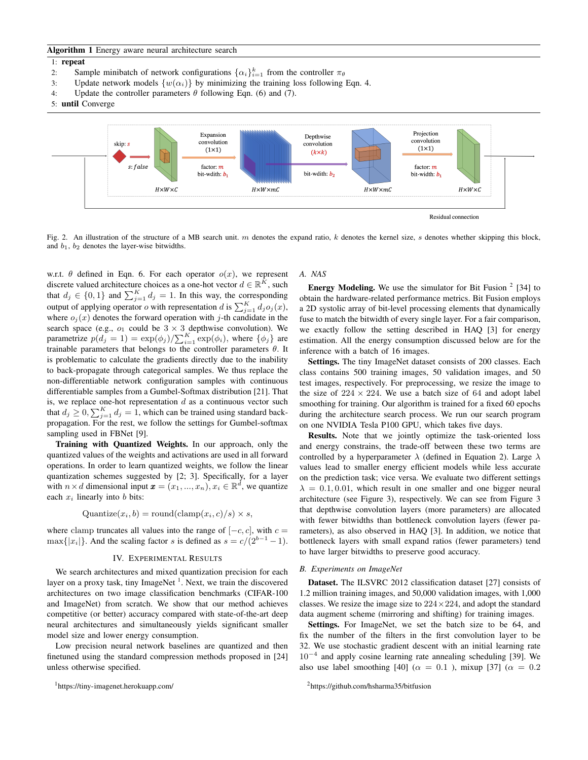**Algorithm 1** Energy aware neural architecture search

1: **repeat**
2: Sample minibatch of network configurations $\{\alpha_i\}_{i=1}^k$ from the controller $\pi_\theta$
3: Update network models $\{w(\alpha_i)\}$ by minimizing the training loss following Eqn. 4.
4: Update the controller parameters $\theta$ following Eqn. (6) and (7).
5: **until** Converge

Fig. 2. An illustration of the structure of a MB search unit. $m$ denotes the expand ratio, $k$ denotes the kernel size, $s$ denotes whether skipping this block, and $b_1$, $b_2$ denotes the layer-wise bitwidths.

w.r.t. $\theta$ defined in Eqn. 6. For each operator $o(x)$, we represent discrete valued architecture choices as a one-hot vector $d \in \mathbb{R}^K$, such that $d_j \in \{0, 1\}$ and $\sum_{j=1}^K d_j = 1$. In this way, the corresponding output of applying operator $o$ with representation $d$ is $\sum_{j=1}^K d_j o_j(x)$, where $o_j(x)$ denotes the forward operation with $j$-th candidate in the search space (e.g., $o_1$ could be $3 \times 3$ depthwise convolution). We parametrize $p(d_j = 1) = \exp(\phi_j)/\sum_{i=1}^K \exp(\phi_i)$, where $\{\phi_j\}$ are trainable parameters that belongs to the controller parameters $\theta$. It is problematic to calculate the gradients directly due to the inability to back-propagate through categorical samples. We thus replace the non-differentiable network configuration samples with continuous differentiable samples from a Gumbel-Softmax distribution [21]. That is, we replace one-hot representation $d$ as a continuous vector such that $d_j \geq 0, \sum_{j=1}^K d_j = 1$, which can be trained using standard back-propagation. For the rest, we follow the settings for Gumbel-softmax sampling used in FBNet [9].

**Training with Quantized Weights.** In our approach, only the quantized values of the weights and activations are used in all forward operations. In order to learn quantized weights, we follow the linear quantization schemes suggested by [2; 3]. Specifically, for a layer with $n \times d$ dimensional input $\boldsymbol{x} = (x_1, ..., x_n), x_i \in \mathbb{R}^d$, we quantize each $x_i$ linearly into $b$ bits:

$$\text{Quantize}(x_i, b) = \text{round}(\text{clamp}(x_i, c)/s) \times s,$$

where clamp truncates all values into the range of $[-c, c]$, with $c = \max\{|x_i|\}$. And the scaling factor $s$ is defined as $s = c/(2^{b-1} - 1)$.

## IV. Experimental Results

We search architectures and mixed quantization precision for each layer on a proxy task, tiny ImageNet [1]. Next, we train the discovered architectures on two image classification benchmarks (CIFAR-100 and ImageNet) from scratch. We show that our method achieves competitive (or better) accuracy compared with state-of-the-art deep neural architectures and simultaneously yields significant smaller model size and lower energy consumption.

Low precision neural network baselines are quantized and then finetuned using the standard compression methods proposed in [24] unless otherwise specified.

[1] https://tiny-imagenet.herokuapp.com/

### A. NAS

**Energy Modeling.** We use the simulator for Bit Fusion [2] [34] to obtain the hardware-related performance metrics. Bit Fusion employs a 2D systolic array of bit-level processing elements that dynamically fuse to match the bitwidth of every single layer. For a fair comparison, we exactly follow the setting described in HAQ [3] for energy estimation. All the energy consumption discussed below are for the inference with a batch of 16 images.

**Settings.** The tiny ImageNet dataset consists of 200 classes. Each class contains 500 training images, 50 validation images, and 50 test images, respectively. For preprocessing, we resize the image to the size of $224 \times 224$. We use a batch size of 64 and adopt label smoothing for training. Our algorithm is trained for a fixed 60 epochs during the architecture search process. We run our search program on one NVIDIA Tesla P100 GPU, which takes five days.

**Results.** Note that we jointly optimize the task-oriented loss and energy constrains, the trade-off between these two terms are controlled by a hyperparameter $\lambda$ (defined in Equation 2). Large $\lambda$ values lead to smaller energy efficient models while less accurate on the prediction task; vice versa. We evaluate two different settings $\lambda = 0.1, 0.01$, which result in one smaller and one bigger neural architecture (see Figure 3), respectively. We can see from Figure 3 that depthwise convolution layers (more parameters) are allocated with fewer bitwidths than bottleneck convolution layers (fewer parameters), as also observed in HAQ [3]. In addition, we notice that bottleneck layers with small expand ratios (fewer parameters) tend to have larger bitwidths to preserve good accuracy.

### B. Experiments on ImageNet

**Dataset.** The ILSVRC 2012 classification dataset [27] consists of 1.2 million training images, and 50,000 validation images, with 1,000 classes. We resize the image size to $224 \times 224$, and adopt the standard data augment scheme (mirroring and shifting) for training images.

**Settings.** For ImageNet, we set the batch size to be 64, and fix the number of the filters in the first convolution layer to be 32. We use stochastic gradient descent with an initial learning rate $10^{-4}$ and apply cosine learning rate annealing scheduling [39]. We also use label smoothing [40] ($\alpha = 0.1$ ), mixup [37] ($\alpha = 0.2$

[2] https://github.com/hsharma35/bitfusion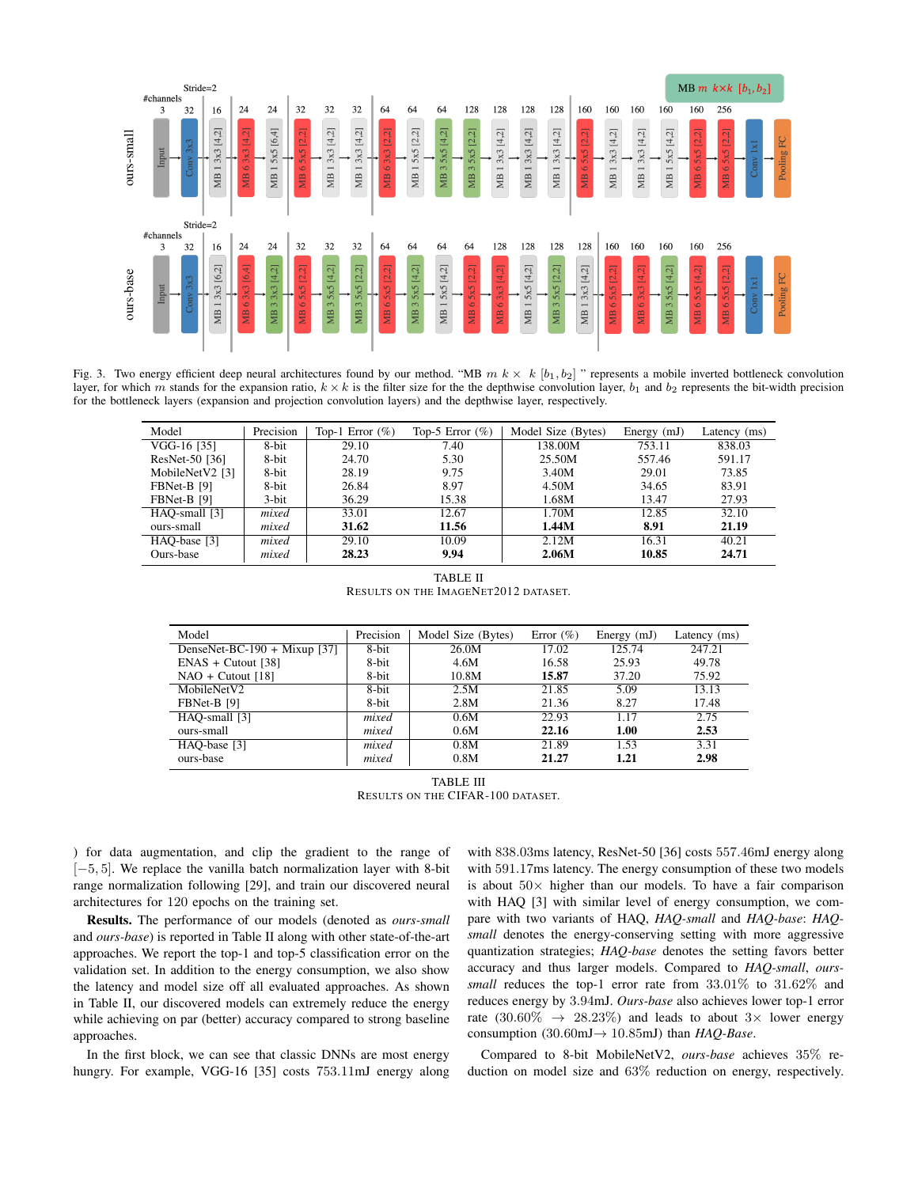Fig. 3. Two energy efficient deep neural architectures found by our method. "MB $m$ $k \times k$ $[b_1, b_2]$" represents a mobile inverted bottleneck convolution layer, for which $m$ stands for the expansion ratio, $k \times k$ is the filter size for the the depthwise convolution layer, $b_1$ and $b_2$ represents the bit-width precision for the bottleneck layers (expansion and projection convolution layers) and the depthwise layer, respectively.

| Model | Precision | Top-1 Error (%) | Top-5 Error (%) | Model Size (Bytes) | Energy (mJ) | Latency (ms) |
|---|---|---|---|---|---|---|
| VGG-16 [35] | 8-bit | 29.10 | 7.40 | 138.00M | 753.11 | 838.03 |
| ResNet-50 [36] | 8-bit | 24.70 | 5.30 | 25.50M | 557.46 | 591.17 |
| MobileNetV2 [3] | 8-bit | 28.19 | 9.75 | 3.40M | 29.01 | 73.85 |
| FBNet-B [9] | 8-bit | 26.84 | 8.97 | 4.50M | 34.65 | 83.91 |
| FBNet-B [9] | 3-bit | 36.29 | 15.38 | 1.68M | 13.47 | 27.93 |
| HAQ-small [3] | *mixed* | 33.01 | 12.67 | 1.70M | 12.85 | 32.10 |
| ours-small | *mixed* | **31.62** | **11.56** | **1.44M** | **8.91** | **21.19** |
| HAQ-base [3] | *mixed* | 29.10 | 10.09 | 2.12M | 16.31 | 40.21 |
| Ours-base | *mixed* | **28.23** | **9.94** | **2.06M** | **10.85** | **24.71** |

TABLE II
RESULTS ON THE IMAGENET2012 DATASET.

| Model | Precision | Model Size (Bytes) | Error (%) | Energy (mJ) | Latency (ms) |
|---|---|---|---|---|---|
| DenseNet-BC-190 + Mixup [37] | 8-bit | 26.0M | 17.02 | 125.74 | 247.21 |
| ENAS + Cutout [38] | 8-bit | 4.6M | 16.58 | 25.93 | 49.78 |
| NAO + Cutout [18] | 8-bit | 10.8M | **15.87** | 37.20 | 75.92 |
| MobileNetV2 | 8-bit | 2.5M | 21.85 | 5.09 | 13.13 |
| FBNet-B [9] | 8-bit | 2.8M | 21.36 | 8.27 | 17.48 |
| HAQ-small [3] | *mixed* | 0.6M | 22.93 | 1.17 | 2.75 |
| ours-small | *mixed* | 0.6M | **22.16** | **1.00** | **2.53** |
| HAQ-base [3] | *mixed* | 0.8M | 21.89 | 1.53 | 3.31 |
| ours-base | *mixed* | 0.8M | **21.27** | **1.21** | **2.98** |

TABLE III
RESULTS ON THE CIFAR-100 DATASET.

) for data augmentation, and clip the gradient to the range of $[-5, 5]$. We replace the vanilla batch normalization layer with 8-bit range normalization following [29], and train our discovered neural architectures for 120 epochs on the training set.

**Results.** The performance of our models (denoted as *ours-small* and *ours-base*) is reported in Table II along with other state-of-the-art approaches. We report the top-1 and top-5 classification error on the validation set. In addition to the energy consumption, we also show the latency and model size off all evaluated approaches. As shown in Table II, our discovered models can extremely reduce the energy while achieving on par (better) accuracy compared to strong baseline approaches.

In the first block, we can see that classic DNNs are most energy hungry. For example, VGG-16 [35] costs 753.11mJ energy along with 838.03ms latency, ResNet-50 [36] costs 557.46mJ energy along with 591.17ms latency. The energy consumption of these two models is about $50\times$ higher than our models. To have a fair comparison with HAQ [3] with similar level of energy consumption, we compare with two variants of HAQ, *HAQ-small* and *HAQ-base*: *HAQ-small* denotes the energy-conserving setting with more aggressive quantization strategies; *HAQ-base* denotes the setting favors better accuracy and thus larger models. Compared to *HAQ-small*, *ours-small* reduces the top-1 error rate from 33.01% to 31.62% and reduces energy by 3.94mJ. *Ours-base* also achieves lower top-1 error rate $(30.60\% \rightarrow 28.23\%)$ and leads to about $3\times$ lower energy consumption (30.60mJ$\rightarrow$ 10.85mJ) than *HAQ-Base*.

Compared to 8-bit MobileNetV2, *ours-base* achieves 35% reduction on model size and 63% reduction on energy, respectively.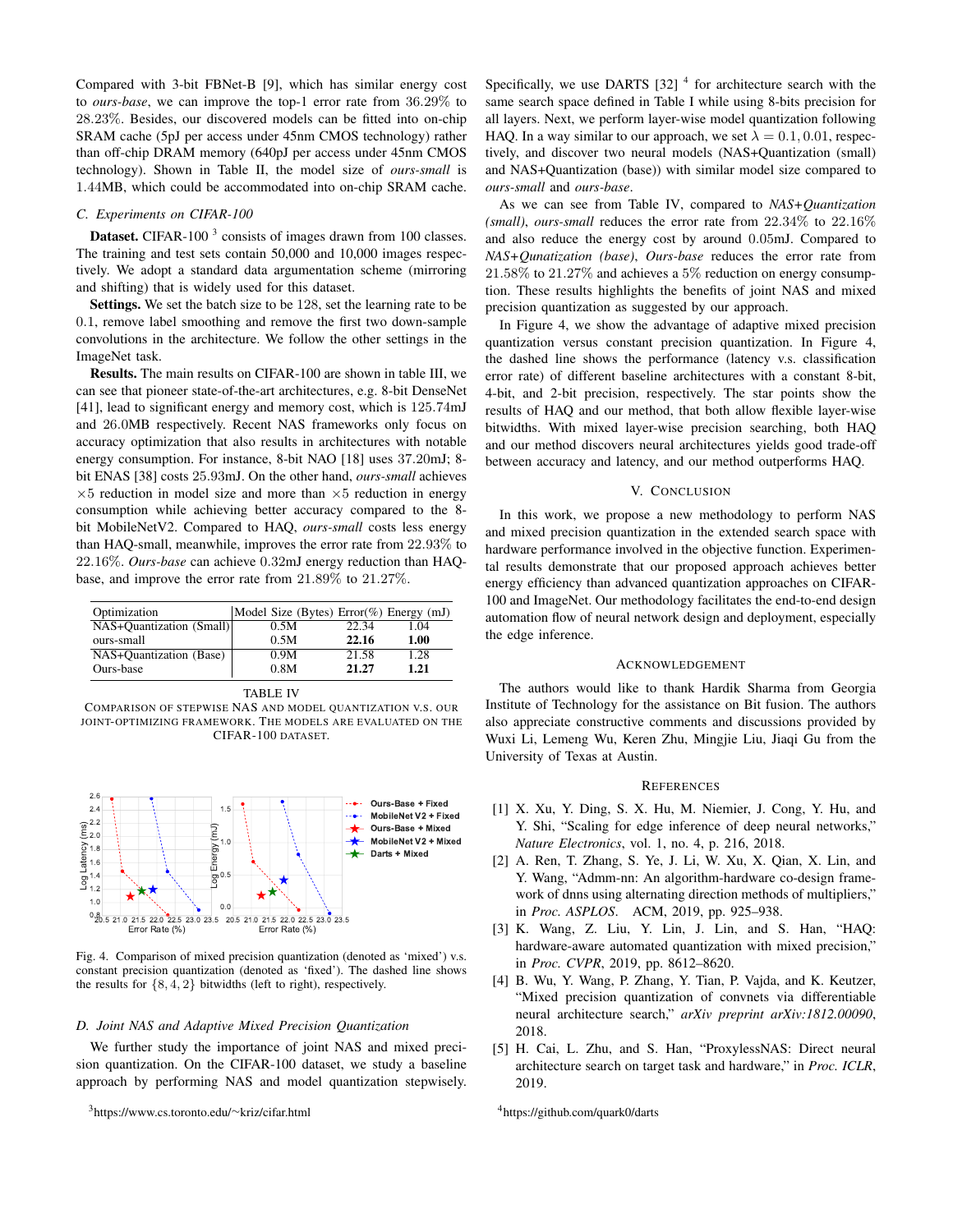Compared with 3-bit FBNet-B [9], which has similar energy cost to *ours-base*, we can improve the top-1 error rate from 36.29% to 28.23%. Besides, our discovered models can be fitted into on-chip SRAM cache (5pJ per access under 45nm CMOS technology) rather than off-chip DRAM memory (640pJ per access under 45nm CMOS technology). Shown in Table II, the model size of *ours-small* is 1.44MB, which could be accommodated into on-chip SRAM cache.

### C. Experiments on CIFAR-100

**Dataset.** CIFAR-100 [3] consists of images drawn from 100 classes. The training and test sets contain 50,000 and 10,000 images respectively. We adopt a standard data argumentation scheme (mirroring and shifting) that is widely used for this dataset.

**Settings.** We set the batch size to be 128, set the learning rate to be 0.1, remove label smoothing and remove the first two down-sample convolutions in the architecture. We follow the other settings in the ImageNet task.

**Results.** The main results on CIFAR-100 are shown in table III, we can see that pioneer state-of-the-art architectures, e.g. 8-bit DenseNet [41], lead to significant energy and memory cost, which is 125.74mJ and 26.0MB respectively. Recent NAS frameworks only focus on accuracy optimization that also results in architectures with notable energy consumption. For instance, 8-bit NAO [18] uses 37.20mJ; 8-bit ENAS [38] costs 25.93mJ. On the other hand, *ours-small* achieves $\times 5$ reduction in model size and more than $\times 5$ reduction in energy consumption while achieving better accuracy compared to the 8-bit MobileNetV2. Compared to HAQ, *ours-small* costs less energy than HAQ-small, meanwhile, improves the error rate from 22.93% to 22.16%. *Ours-base* can achieve 0.32mJ energy reduction than HAQ-base, and improve the error rate from 21.89% to 21.27%.

| Optimization | Model Size (Bytes) | Error(%) | Energy (mJ) |
|---|---|---|---|
| NAS+Quantization (Small) | 0.5M | 22.34 | 1.04 |
| ours-small | 0.5M | **22.16** | **1.00** |
| NAS+Quantization (Base) | 0.9M | 21.58 | 1.28 |
| Ours-base | 0.8M | **21.27** | **1.21** |

TABLE IV
COMPARISON OF STEPWISE NAS AND MODEL QUANTIZATION V.S. OUR JOINT-OPTIMIZING FRAMEWORK. THE MODELS ARE EVALUATED ON THE CIFAR-100 DATASET.

Fig. 4. Comparison of mixed precision quantization (denoted as 'mixed') v.s. constant precision quantization (denoted as 'fixed'). The dashed line shows the results for $\{8, 4, 2\}$ bitwidths (left to right), respectively.

### D. Joint NAS and Adaptive Mixed Precision Quantization

We further study the importance of joint NAS and mixed precision quantization. On the CIFAR-100 dataset, we study a baseline approach by performing NAS and model quantization stepwisely. Specifically, we use DARTS [32] [4] for architecture search with the same search space defined in Table I while using 8-bits precision for all layers. Next, we perform layer-wise model quantization following HAQ. In a way similar to our approach, we set $\lambda = 0.1, 0.01$, respectively, and discover two neural models (NAS+Quantization (small) and NAS+Quantization (base)) with similar model size compared to *ours-small* and *ours-base*.

As we can see from Table IV, compared to *NAS+Quantization (small)*, *ours-small* reduces the error rate from 22.34% to 22.16% and also reduce the energy cost by around 0.05mJ. Compared to *NAS+Qunatization (base)*, *Ours-base* reduces the error rate from 21.58% to 21.27% and achieves a 5% reduction on energy consumption. These results highlight the benefits of joint NAS and mixed precision quantization as suggested by our approach.

In Figure 4, we show the advantage of adaptive mixed precision quantization versus constant precision quantization. In Figure 4, the dashed line shows the performance (latency v.s. classification error rate) of different baseline architectures with a constant 8-bit, 4-bit, and 2-bit precision, respectively. The star points show the results of HAQ and our method, that both allow flexible layer-wise bitwidths. With mixed layer-wise precision searching, both HAQ and our method discovers neural architectures yields good trade-off between accuracy and latency, and our method outperforms HAQ.

## V. Conclusion

In this work, we propose a new methodology to perform NAS and mixed precision quantization in the extended search space with hardware performance involved in the objective function. Experimental results demonstrate that our proposed approach achieves better energy efficiency than advanced quantization approaches on CIFAR-100 and ImageNet. Our methodology facilitates the end-to-end design automation flow of neural network design and deployment, especially the edge inference.

## Acknowledgement

The authors would like to thank Hardik Sharma from Georgia Institute of Technology for the assistance on Bit fusion. The authors also appreciate constructive comments and discussions provided by Wuxi Li, Lemeng Wu, Keren Zhu, Mingjie Liu, Jiaqi Gu from the University of Texas at Austin.

## References

[1] X. Xu, Y. Ding, S. X. Hu, M. Niemier, J. Cong, Y. Hu, and Y. Shi, "Scaling for edge inference of deep neural networks," *Nature Electronics*, vol. 1, no. 4, p. 216, 2018.

[2] A. Ren, T. Zhang, S. Ye, J. Li, W. Xu, X. Qian, X. Lin, and Y. Wang, "Admm-nn: An algorithm-hardware co-design framework of dnns using alternating direction methods of multipliers," in *Proc. ASPLOS*. ACM, 2019, pp. 925–938.

[3] K. Wang, Z. Liu, Y. Lin, J. Lin, and S. Han, "HAQ: hardware-aware automated quantization with mixed precision," in *Proc. CVPR*, 2019, pp. 8612–8620.

[4] B. Wu, Y. Wang, P. Zhang, Y. Tian, P. Vajda, and K. Keutzer, "Mixed precision quantization of convnets via differentiable neural architecture search," *arXiv preprint arXiv:1812.00090*, 2018.

[5] H. Cai, L. Zhu, and S. Han, "ProxylessNAS: Direct neural architecture search on target task and hardware," in *Proc. ICLR*, 2019.

[3] https://www.cs.toronto.edu/~kriz/cifar.html

[4] https://github.com/quark0/darts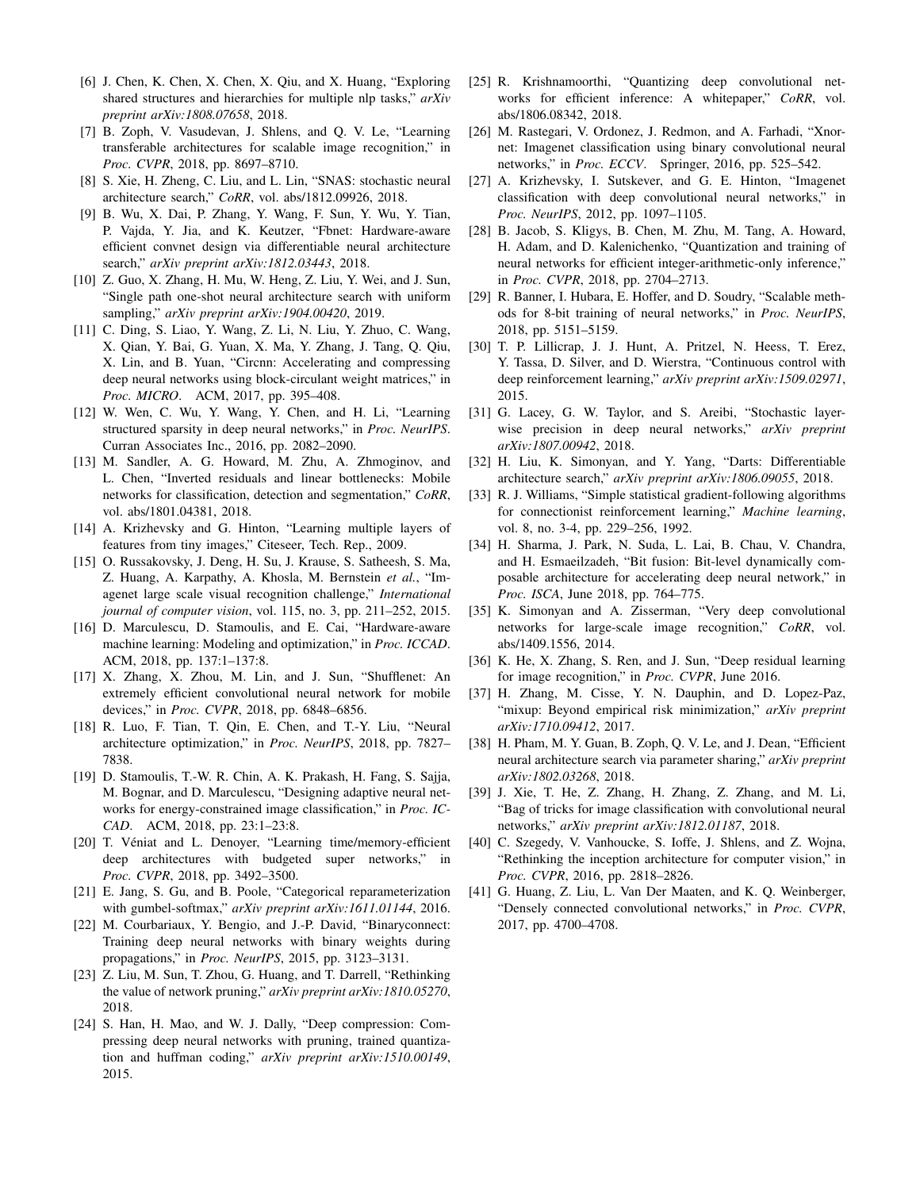[6] J. Chen, K. Chen, X. Chen, X. Qiu, and X. Huang, "Exploring shared structures and hierarchies for multiple nlp tasks," *arXiv preprint arXiv:1808.07658*, 2018.

[7] B. Zoph, V. Vasudevan, J. Shlens, and Q. V. Le, "Learning transferable architectures for scalable image recognition," in *Proc. CVPR*, 2018, pp. 8697–8710.

[8] S. Xie, H. Zheng, C. Liu, and L. Lin, "SNAS: stochastic neural architecture search," *CoRR*, vol. abs/1812.09926, 2018.

[9] B. Wu, X. Dai, P. Zhang, Y. Wang, F. Sun, Y. Wu, Y. Tian, P. Vajda, Y. Jia, and K. Keutzer, "Fbnet: Hardware-aware efficient convnet design via differentiable neural architecture search," *arXiv preprint arXiv:1812.03443*, 2018.

[10] Z. Guo, X. Zhang, H. Mu, W. Heng, Z. Liu, Y. Wei, and J. Sun, "Single path one-shot neural architecture search with uniform sampling," *arXiv preprint arXiv:1904.00420*, 2019.

[11] C. Ding, S. Liao, Y. Wang, Z. Li, N. Liu, Y. Zhuo, C. Wang, X. Qian, Y. Bai, G. Yuan, X. Ma, Y. Zhang, J. Tang, Q. Qiu, X. Lin, and B. Yuan, "Circnn: Accelerating and compressing deep neural networks using block-circulant weight matrices," in *Proc. MICRO*. ACM, 2017, pp. 395–408.

[12] W. Wen, C. Wu, Y. Wang, Y. Chen, and H. Li, "Learning structured sparsity in deep neural networks," in *Proc. NeurIPS*. Curran Associates Inc., 2016, pp. 2082–2090.

[13] M. Sandler, A. G. Howard, M. Zhu, A. Zhmoginov, and L. Chen, "Inverted residuals and linear bottlenecks: Mobile networks for classification, detection and segmentation," *CoRR*, vol. abs/1801.04381, 2018.

[14] A. Krizhevsky and G. Hinton, "Learning multiple layers of features from tiny images," Citeseer, Tech. Rep., 2009.

[15] O. Russakovsky, J. Deng, H. Su, J. Krause, S. Satheesh, S. Ma, Z. Huang, A. Karpathy, A. Khosla, M. Bernstein *et al.*, "Imagenet large scale visual recognition challenge," *International journal of computer vision*, vol. 115, no. 3, pp. 211–252, 2015.

[16] D. Marculescu, D. Stamoulis, and E. Cai, "Hardware-aware machine learning: Modeling and optimization," in *Proc. ICCAD*. ACM, 2018, pp. 137:1–137:8.

[17] X. Zhang, X. Zhou, M. Lin, and J. Sun, "Shufflenet: An extremely efficient convolutional neural network for mobile devices," in *Proc. CVPR*, 2018, pp. 6848–6856.

[18] R. Luo, F. Tian, T. Qin, E. Chen, and T.-Y. Liu, "Neural architecture optimization," in *Proc. NeurIPS*, 2018, pp. 7827–7838.

[19] D. Stamoulis, T.-W. R. Chin, A. K. Prakash, H. Fang, S. Sajja, M. Bognar, and D. Marculescu, "Designing adaptive neural networks for energy-constrained image classification," in *Proc. ICCAD*. ACM, 2018, pp. 23:1–23:8.

[20] T. Véniat and L. Denoyer, "Learning time/memory-efficient deep architectures with budgeted super networks," in *Proc. CVPR*, 2018, pp. 3492–3500.

[21] E. Jang, S. Gu, and B. Poole, "Categorical reparameterization with gumbel-softmax," *arXiv preprint arXiv:1611.01144*, 2016.

[22] M. Courbariaux, Y. Bengio, and J.-P. David, "Binaryconnect: Training deep neural networks with binary weights during propagations," in *Proc. NeurIPS*, 2015, pp. 3123–3131.

[23] Z. Liu, M. Sun, T. Zhou, G. Huang, and T. Darrell, "Rethinking the value of network pruning," *arXiv preprint arXiv:1810.05270*, 2018.

[24] S. Han, H. Mao, and W. J. Dally, "Deep compression: Compressing deep neural networks with pruning, trained quantization and huffman coding," *arXiv preprint arXiv:1510.00149*, 2015.

[25] R. Krishnamoorthi, "Quantizing deep convolutional networks for efficient inference: A whitepaper," *CoRR*, vol. abs/1806.08342, 2018.

[26] M. Rastegari, V. Ordonez, J. Redmon, and A. Farhadi, "Xnor-net: Imagenet classification using binary convolutional neural networks," in *Proc. ECCV*. Springer, 2016, pp. 525–542.

[27] A. Krizhevsky, I. Sutskever, and G. E. Hinton, "Imagenet classification with deep convolutional neural networks," in *Proc. NeurIPS*, 2012, pp. 1097–1105.

[28] B. Jacob, S. Kligys, B. Chen, M. Zhu, M. Tang, A. Howard, H. Adam, and D. Kalenichenko, "Quantization and training of neural networks for efficient integer-arithmetic-only inference," in *Proc. CVPR*, 2018, pp. 2704–2713.

[29] R. Banner, I. Hubara, E. Hoffer, and D. Soudry, "Scalable methods for 8-bit training of neural networks," in *Proc. NeurIPS*, 2018, pp. 5151–5159.

[30] T. P. Lillicrap, J. J. Hunt, A. Pritzel, N. Heess, T. Erez, Y. Tassa, D. Silver, and D. Wierstra, "Continuous control with deep reinforcement learning," *arXiv preprint arXiv:1509.02971*, 2015.

[31] G. Lacey, G. W. Taylor, and S. Areibi, "Stochastic layer-wise precision in deep neural networks," *arXiv preprint arXiv:1807.00942*, 2018.

[32] H. Liu, K. Simonyan, and Y. Yang, "Darts: Differentiable architecture search," *arXiv preprint arXiv:1806.09055*, 2018.

[33] R. J. Williams, "Simple statistical gradient-following algorithms for connectionist reinforcement learning," *Machine learning*, vol. 8, no. 3-4, pp. 229–256, 1992.

[34] H. Sharma, J. Park, N. Suda, L. Lai, B. Chau, V. Chandra, and H. Esmaeilzadeh, "Bit fusion: Bit-level dynamically composable architecture for accelerating deep neural network," in *Proc. ISCA*, June 2018, pp. 764–775.

[35] K. Simonyan and A. Zisserman, "Very deep convolutional networks for large-scale image recognition," *CoRR*, vol. abs/1409.1556, 2014.

[36] K. He, X. Zhang, S. Ren, and J. Sun, "Deep residual learning for image recognition," in *Proc. CVPR*, June 2016.

[37] H. Zhang, M. Cisse, Y. N. Dauphin, and D. Lopez-Paz, "mixup: Beyond empirical risk minimization," *arXiv preprint arXiv:1710.09412*, 2017.

[38] H. Pham, M. Y. Guan, B. Zoph, Q. V. Le, and J. Dean, "Efficient neural architecture search via parameter sharing," *arXiv preprint arXiv:1802.03268*, 2018.

[39] J. Xie, T. He, Z. Zhang, H. Zhang, Z. Zhang, and M. Li, "Bag of tricks for image classification with convolutional neural networks," *arXiv preprint arXiv:1812.01187*, 2018.

[40] C. Szegedy, V. Vanhoucke, S. Ioffe, J. Shlens, and Z. Wojna, "Rethinking the inception architecture for computer vision," in *Proc. CVPR*, 2016, pp. 2818–2826.

[41] G. Huang, Z. Liu, L. Van Der Maaten, and K. Q. Weinberger, "Densely connected convolutional networks," in *Proc. CVPR*, 2017, pp. 4700–4708.